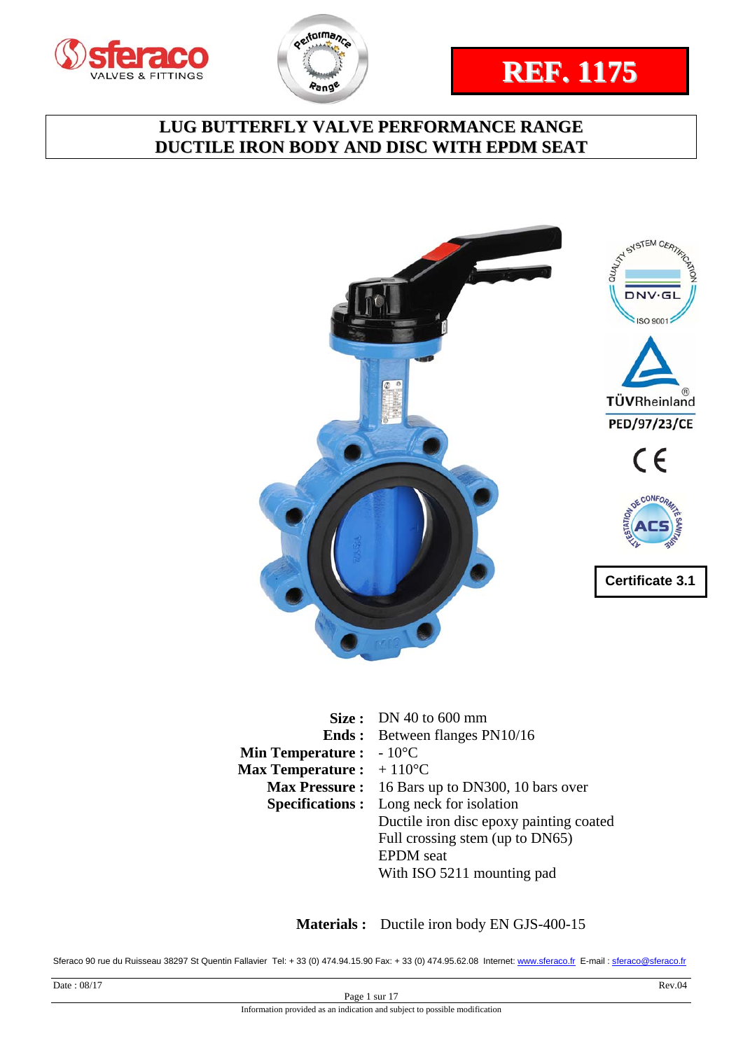**REF. 1175**

# LUG BUTTERFLY VALVE PERFORMANCE RANGE
# DUCTILE IRON BODY AND DISC WITH EPDM SEAT

ISO 9001

PED/97/23/CE

Certificate 3.1

| | |
|---|---|
| **Size :** | DN 40 to 600 mm |
| **Ends :** | Between flanges PN10/16 |
| **Min Temperature :** | - 10°C |
| **Max Temperature :** | + 110°C |
| **Max Pressure :** | 16 Bars up to DN300, 10 bars over |
| **Specifications :** | Long neck for isolation |
| | Ductile iron disc epoxy painting coated |
| | Full crossing stem (up to DN65) |
| | EPDM seat |
| | With ISO 5211 mounting pad |

**Materials :** Ductile iron body EN GJS-400-15

Sferaco 90 rue du Ruisseau 38297 St Quentin Fallavier Tel: + 33 (0) 474.94.15.90 Fax: + 33 (0) 474.95.62.08 Internet: www.sferaco.fr E-mail : sferaco@sferaco.fr

Date : 08/17 Rev.04

Information provided as an indication and subject to possible modification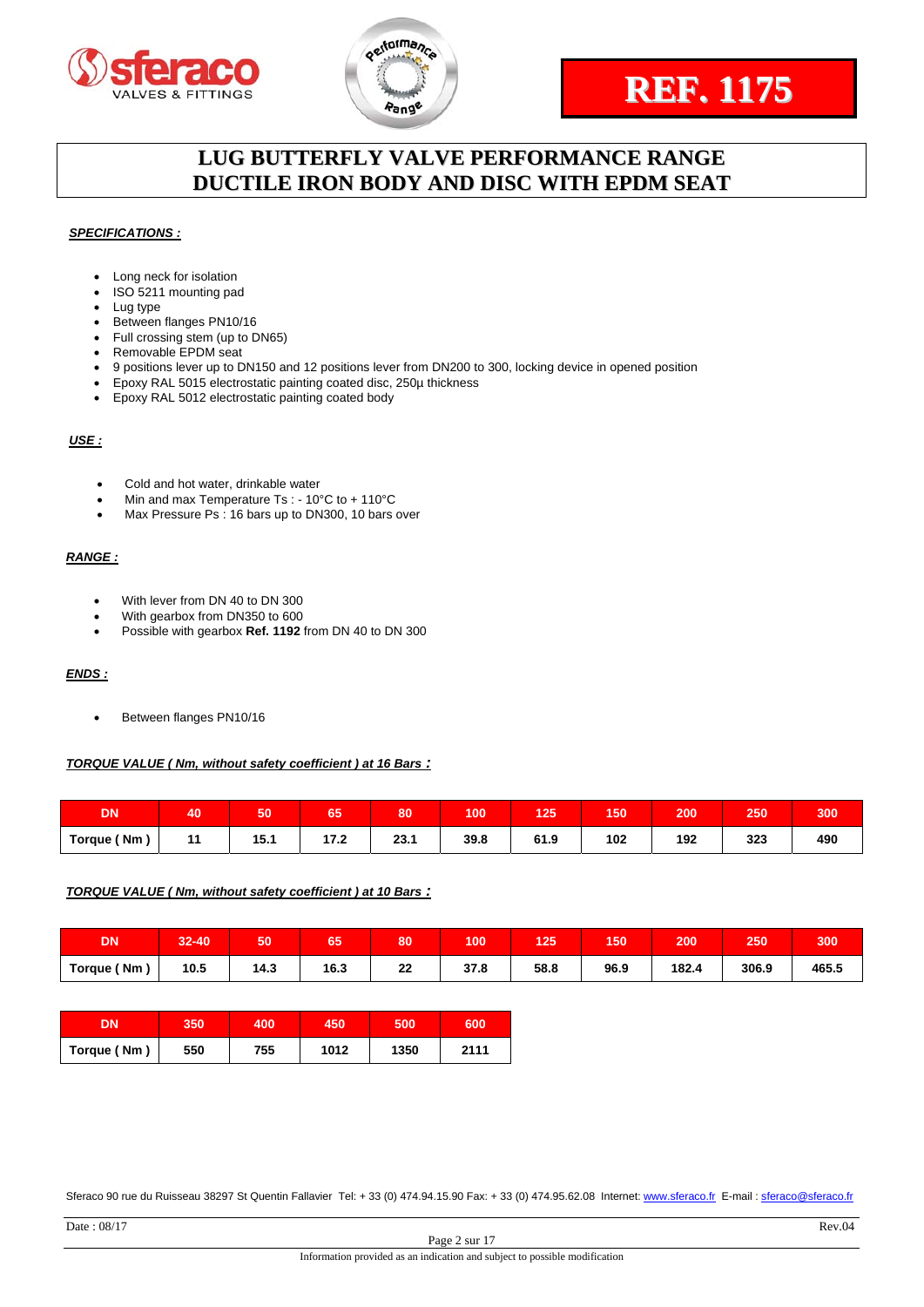REF. 1175

# LUG BUTTERFLY VALVE PERFORMANCE RANGE
# DUCTILE IRON BODY AND DISC WITH EPDM SEAT

***SPECIFICATIONS :***

- Long neck for isolation
- ISO 5211 mounting pad
- Lug type
- Between flanges PN10/16
- Full crossing stem (up to DN65)
- Removable EPDM seat
- 9 positions lever up to DN150 and 12 positions lever from DN200 to 300, locking device in opened position
- Epoxy RAL 5015 electrostatic painting coated disc, 250µ thickness
- Epoxy RAL 5012 electrostatic painting coated body

***USE :***

- Cold and hot water, drinkable water
- Min and max Temperature Ts : - 10°C to + 110°C
- Max Pressure Ps : 16 bars up to DN300, 10 bars over

***RANGE :***

- With lever from DN 40 to DN 300
- With gearbox from DN350 to 600
- Possible with gearbox **Ref. 1192** from DN 40 to DN 300

***ENDS :***

- Between flanges PN10/16

***TORQUE VALUE ( Nm, without safety coefficient ) at 16 Bars :***

| DN | 40 | 50 | 65 | 80 | 100 | 125 | 150 | 200 | 250 | 300 |
|---|---|---|---|---|---|---|---|---|---|---|
| Torque ( Nm ) | 11 | 15.1 | 17.2 | 23.1 | 39.8 | 61.9 | 102 | 192 | 323 | 490 |

***TORQUE VALUE ( Nm, without safety coefficient ) at 10 Bars :***

| DN | 32-40 | 50 | 65 | 80 | 100 | 125 | 150 | 200 | 250 | 300 |
|---|---|---|---|---|---|---|---|---|---|---|
| Torque ( Nm ) | 10.5 | 14.3 | 16.3 | 22 | 37.8 | 58.8 | 96.9 | 182.4 | 306.9 | 465.5 |

| DN | 350 | 400 | 450 | 500 | 600 |
|---|---|---|---|---|---|
| Torque ( Nm ) | 550 | 755 | 1012 | 1350 | 2111 |

Sferaco 90 rue du Ruisseau 38297 St Quentin Fallavier Tel: + 33 (0) 474.94.15.90 Fax: + 33 (0) 474.95.62.08 Internet: www.sferaco.fr E-mail : sferaco@sferaco.fr

Date : 08/17 Rev.04

Information provided as an indication and subject to possible modification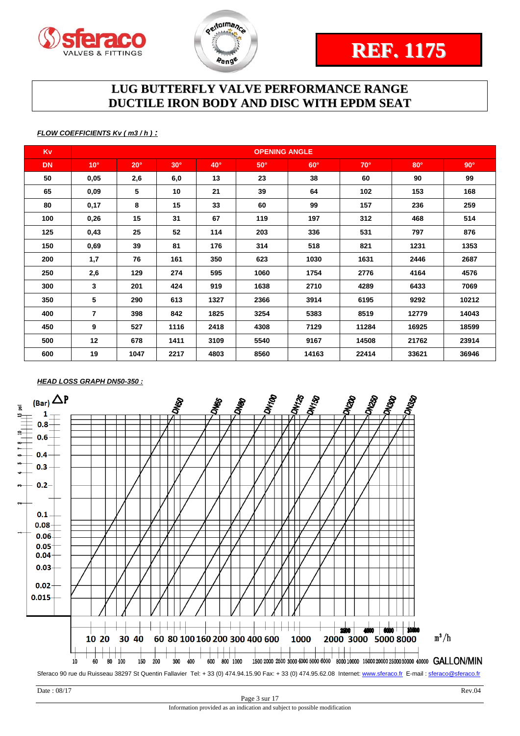# REF. 1175

## LUG BUTTERFLY VALVE PERFORMANCE RANGE
## DUCTILE IRON BODY AND DISC WITH EPDM SEAT

***FLOW COEFFICIENTS Kv ( m3 / h ) :***

| Kv | OPENING ANGLE | | | | | | | | |
|---|---|---|---|---|---|---|---|---|---|
| DN | 10° | 20° | 30° | 40° | 50° | 60° | 70° | 80° | 90° |
| 50 | 0,05 | 2,6 | 6,0 | 13 | 23 | 38 | 60 | 90 | 99 |
| 65 | 0,09 | 5 | 10 | 21 | 39 | 64 | 102 | 153 | 168 |
| 80 | 0,17 | 8 | 15 | 33 | 60 | 99 | 157 | 236 | 259 |
| 100 | 0,26 | 15 | 31 | 67 | 119 | 197 | 312 | 468 | 514 |
| 125 | 0,43 | 25 | 52 | 114 | 203 | 336 | 531 | 797 | 876 |
| 150 | 0,69 | 39 | 81 | 176 | 314 | 518 | 821 | 1231 | 1353 |
| 200 | 1,7 | 76 | 161 | 350 | 623 | 1030 | 1631 | 2446 | 2687 |
| 250 | 2,6 | 129 | 274 | 595 | 1060 | 1754 | 2776 | 4164 | 4576 |
| 300 | 3 | 201 | 424 | 919 | 1638 | 2710 | 4289 | 6433 | 7069 |
| 350 | 5 | 290 | 613 | 1327 | 2366 | 3914 | 6195 | 9292 | 10212 |
| 400 | 7 | 398 | 842 | 1825 | 3254 | 5383 | 8519 | 12779 | 14043 |
| 450 | 9 | 527 | 1116 | 2418 | 4308 | 7129 | 11284 | 16925 | 18599 |
| 500 | 12 | 678 | 1411 | 3109 | 5540 | 9167 | 14508 | 21762 | 23914 |
| 600 | 19 | 1047 | 2217 | 4803 | 8560 | 14163 | 22414 | 33621 | 36946 |

***HEAD LOSS GRAPH DN50-350 :***

Sferaco 90 rue du Ruisseau 38297 St Quentin Fallavier Tel: + 33 (0) 474.94.15.90 Fax: + 33 (0) 474.95.62.08 Internet: www.sferaco.fr E-mail : sferaco@sferaco.fr

Date : 08/17 Rev.04

Information provided as an indication and subject to possible modification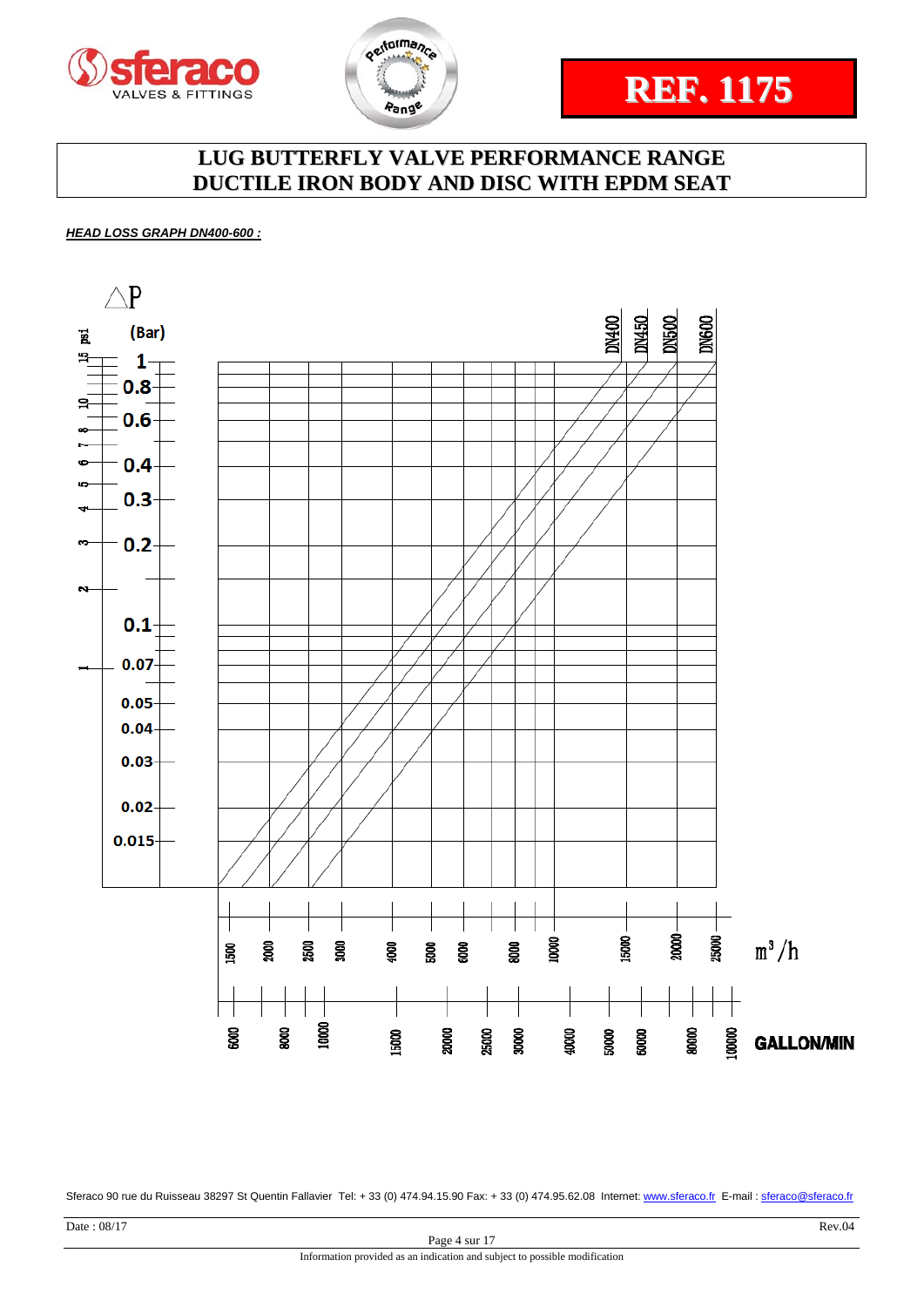REF. 1175

# LUG BUTTERFLY VALVE PERFORMANCE RANGE
# DUCTILE IRON BODY AND DISC WITH EPDM SEAT

***HEAD LOSS GRAPH DN400-600 :***

△P

psi (Bar)

15 — 1
10 — 0.8
8 — 0.6
7
6 — 0.4
5
4 — 0.3
3 — 0.2
2
— 0.1
1 — 0.07
0.05
0.04
0.03
0.02
0.015

DN400 DN450 DN500 DN600

1500 2000 2500 3000 4000 5000 6000 8000 10000 15000 20000 25000 m³/h

6000 8000 10000 15000 20000 25000 30000 40000 50000 60000 80000 100000 GALLON/MIN

Sferaco 90 rue du Ruisseau 38297 St Quentin Fallavier Tel: + 33 (0) 474.94.15.90 Fax: + 33 (0) 474.95.62.08 Internet: www.sferaco.fr E-mail : sferaco@sferaco.fr

Date : 08/17 Rev.04

Information provided as an indication and subject to possible modification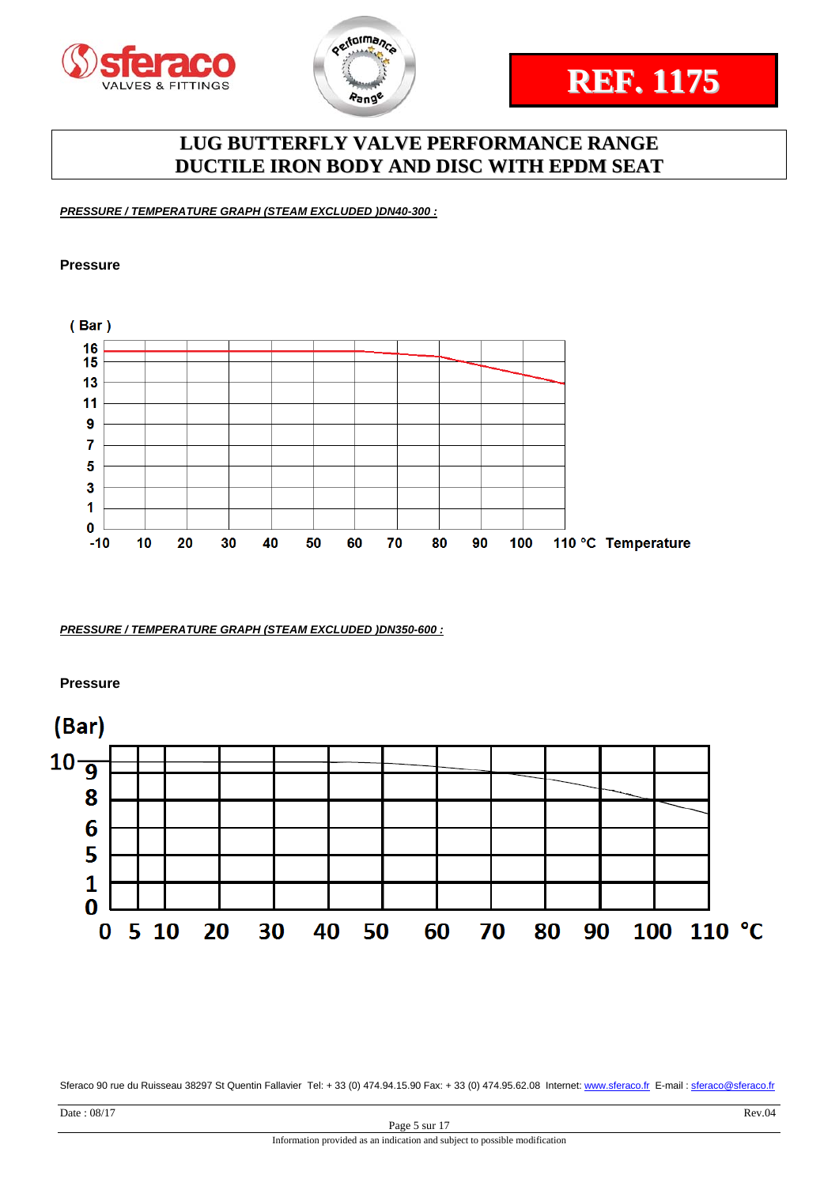sferaco VALVES & FITTINGS

Performance Range

**REF. 1175**

# LUG BUTTERFLY VALVE PERFORMANCE RANGE
# DUCTILE IRON BODY AND DISC WITH EPDM SEAT

***PRESSURE / TEMPERATURE GRAPH (STEAM EXCLUDED )DN40-300 :***

**Pressure**

( Bar )

16
15
13
11
9
7
5
3
1
0

-10 10 20 30 40 50 60 70 80 90 100 110 °C Temperature

***PRESSURE / TEMPERATURE GRAPH (STEAM EXCLUDED )DN350-600 :***

**Pressure**

(Bar)

10
9
8
6
5
1
0

0 5 10 20 30 40 50 60 70 80 90 100 110 °C

Sferaco 90 rue du Ruisseau 38297 St Quentin Fallavier Tel: + 33 (0) 474.94.15.90 Fax: + 33 (0) 474.95.62.08 Internet: www.sferaco.fr E-mail : sferaco@sferaco.fr

Date : 08/17 Rev.04

Information provided as an indication and subject to possible modification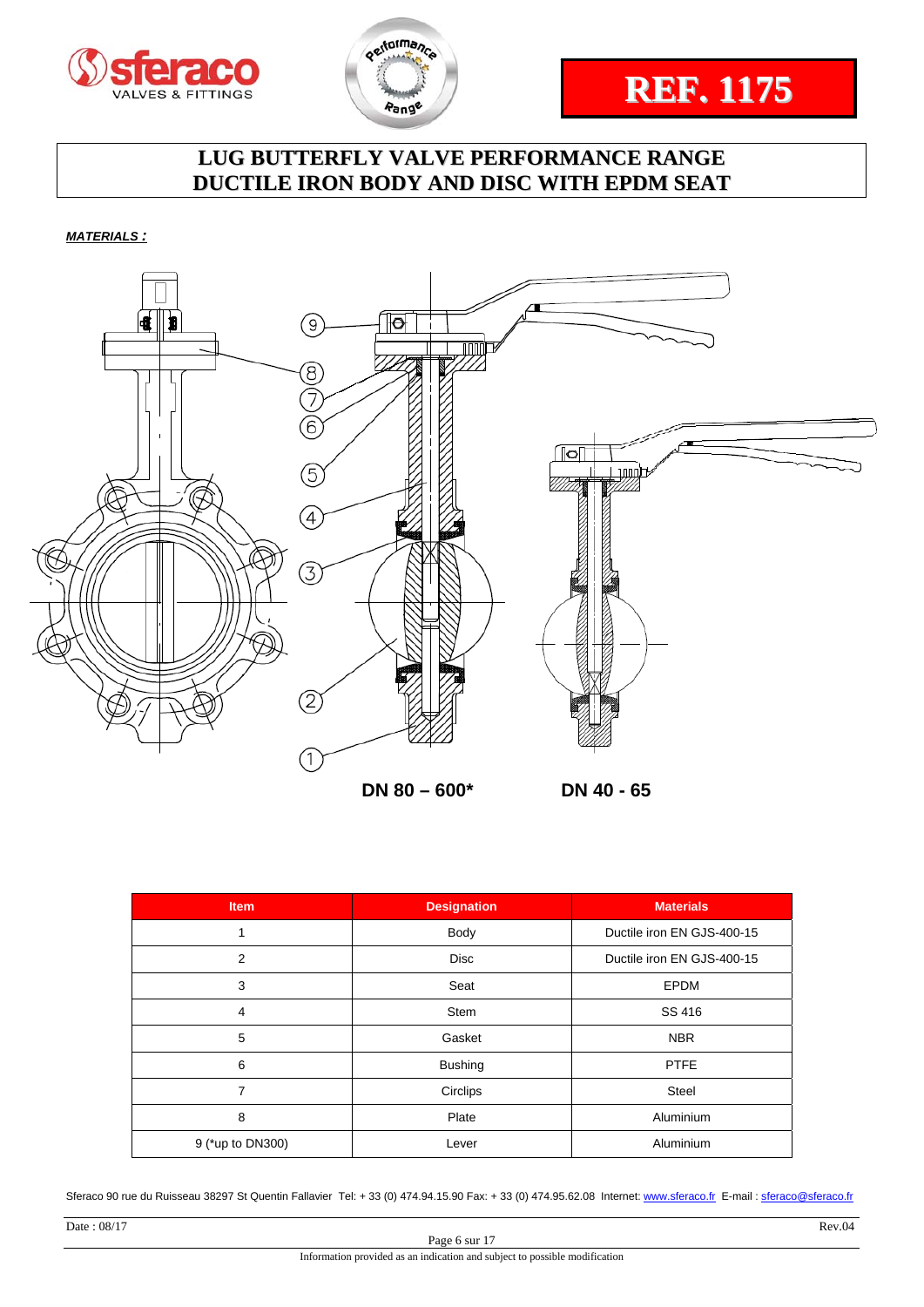# REF. 1175

## LUG BUTTERFLY VALVE PERFORMANCE RANGE
## DUCTILE IRON BODY AND DISC WITH EPDM SEAT

***MATERIALS :***

DN 80 – 600*

DN 40 - 65

| Item | Designation | Materials |
|---|---|---|
| 1 | Body | Ductile iron EN GJS-400-15 |
| 2 | Disc | Ductile iron EN GJS-400-15 |
| 3 | Seat | EPDM |
| 4 | Stem | SS 416 |
| 5 | Gasket | NBR |
| 6 | Bushing | PTFE |
| 7 | Circlips | Steel |
| 8 | Plate | Aluminium |
| 9 (*up to DN300) | Lever | Aluminium |

Sferaco 90 rue du Ruisseau 38297 St Quentin Fallavier Tel: + 33 (0) 474.94.15.90 Fax: + 33 (0) 474.95.62.08 Internet: www.sferaco.fr E-mail : sferaco@sferaco.fr

Date : 08/17 Rev.04

Information provided as an indication and subject to possible modification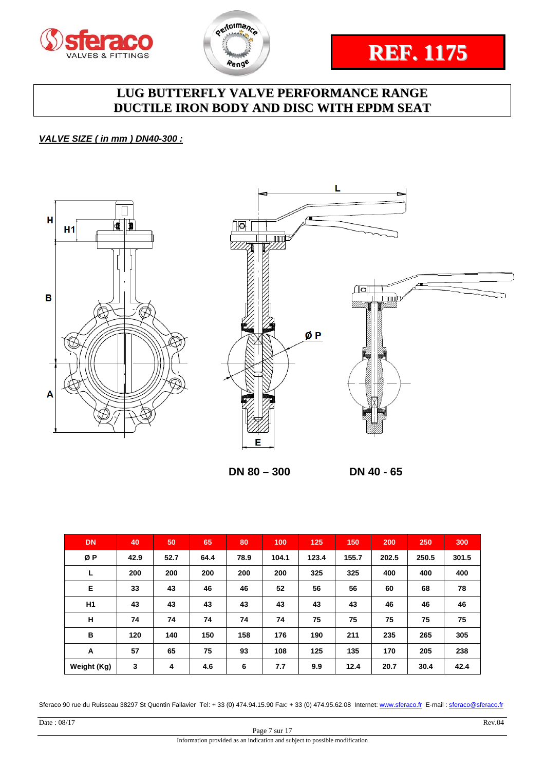REF. 1175

# LUG BUTTERFLY VALVE PERFORMANCE RANGE
# DUCTILE IRON BODY AND DISC WITH EPDM SEAT

***VALVE SIZE ( in mm ) DN40-300 :***

DN 80 – 300    DN 40 - 65

| DN | 40 | 50 | 65 | 80 | 100 | 125 | 150 | 200 | 250 | 300 |
|---|---|---|---|---|---|---|---|---|---|---|
| Ø P | 42.9 | 52.7 | 64.4 | 78.9 | 104.1 | 123.4 | 155.7 | 202.5 | 250.5 | 301.5 |
| L | 200 | 200 | 200 | 200 | 200 | 325 | 325 | 400 | 400 | 400 |
| E | 33 | 43 | 46 | 46 | 52 | 56 | 56 | 60 | 68 | 78 |
| H1 | 43 | 43 | 43 | 43 | 43 | 43 | 43 | 46 | 46 | 46 |
| H | 74 | 74 | 74 | 74 | 74 | 75 | 75 | 75 | 75 | 75 |
| B | 120 | 140 | 150 | 158 | 176 | 190 | 211 | 235 | 265 | 305 |
| A | 57 | 65 | 75 | 93 | 108 | 125 | 135 | 170 | 205 | 238 |
| Weight (Kg) | 3 | 4 | 4.6 | 6 | 7.7 | 9.9 | 12.4 | 20.7 | 30.4 | 42.4 |

Sferaco 90 rue du Ruisseau 38297 St Quentin Fallavier Tel: + 33 (0) 474.94.15.90 Fax: + 33 (0) 474.95.62.08 Internet: www.sferaco.fr E-mail : sferaco@sferaco.fr

Date : 08/17    Rev.04

Information provided as an indication and subject to possible modification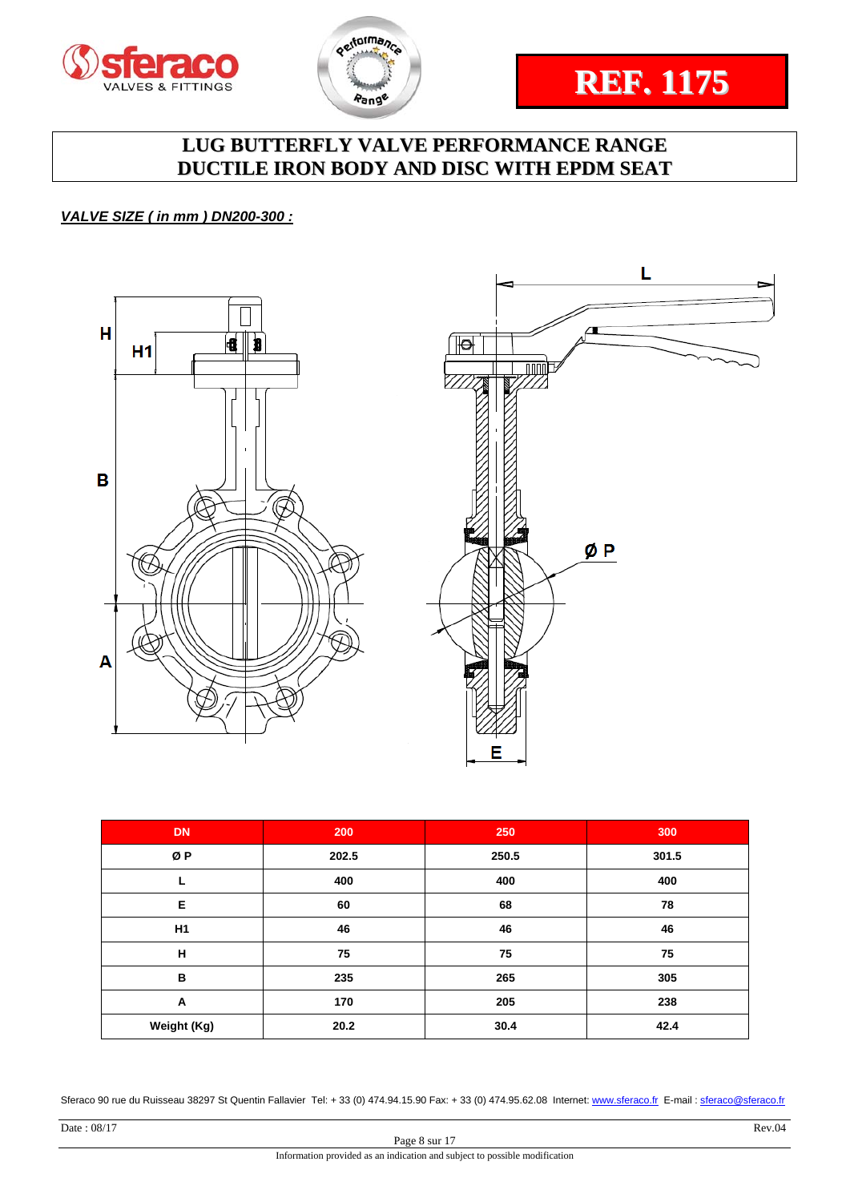REF. 1175

# LUG BUTTERFLY VALVE PERFORMANCE RANGE
# DUCTILE IRON BODY AND DISC WITH EPDM SEAT

***VALVE SIZE ( in mm ) DN200-300 :***

| DN | 200 | 250 | 300 |
|---|---|---|---|
| Ø P | 202.5 | 250.5 | 301.5 |
| L | 400 | 400 | 400 |
| E | 60 | 68 | 78 |
| H1 | 46 | 46 | 46 |
| H | 75 | 75 | 75 |
| B | 235 | 265 | 305 |
| A | 170 | 205 | 238 |
| Weight (Kg) | 20.2 | 30.4 | 42.4 |

Sferaco 90 rue du Ruisseau 38297 St Quentin Fallavier Tel: + 33 (0) 474.94.15.90 Fax: + 33 (0) 474.95.62.08 Internet: www.sferaco.fr E-mail : sferaco@sferaco.fr

Date : 08/17

Rev.04

Information provided as an indication and subject to possible modification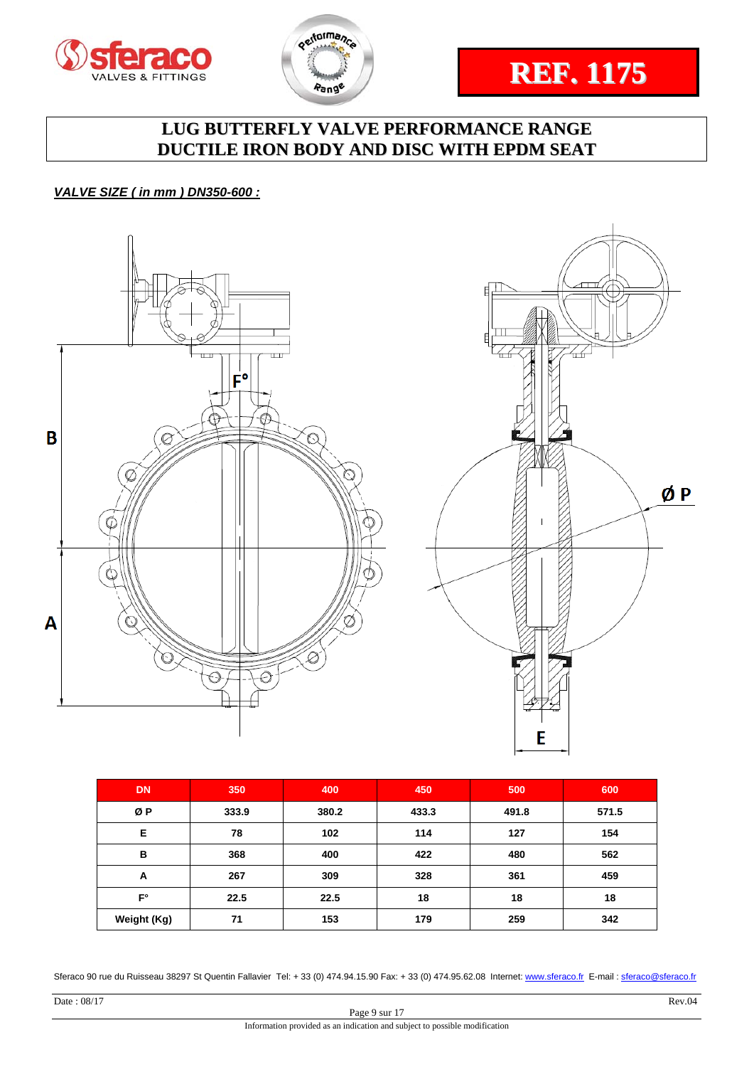**REF. 1175**

# LUG BUTTERFLY VALVE PERFORMANCE RANGE
# DUCTILE IRON BODY AND DISC WITH EPDM SEAT

***VALVE SIZE ( in mm ) DN350-600 :***

| DN | 350 | 400 | 450 | 500 | 600 |
|---|---|---|---|---|---|
| Ø P | 333.9 | 380.2 | 433.3 | 491.8 | 571.5 |
| E | 78 | 102 | 114 | 127 | 154 |
| B | 368 | 400 | 422 | 480 | 562 |
| A | 267 | 309 | 328 | 361 | 459 |
| F° | 22.5 | 22.5 | 18 | 18 | 18 |
| Weight (Kg) | 71 | 153 | 179 | 259 | 342 |

Sferaco 90 rue du Ruisseau 38297 St Quentin Fallavier Tel: + 33 (0) 474.94.15.90 Fax: + 33 (0) 474.95.62.08 Internet: www.sferaco.fr E-mail : sferaco@sferaco.fr

Date : 08/17 Rev.04

Information provided as an indication and subject to possible modification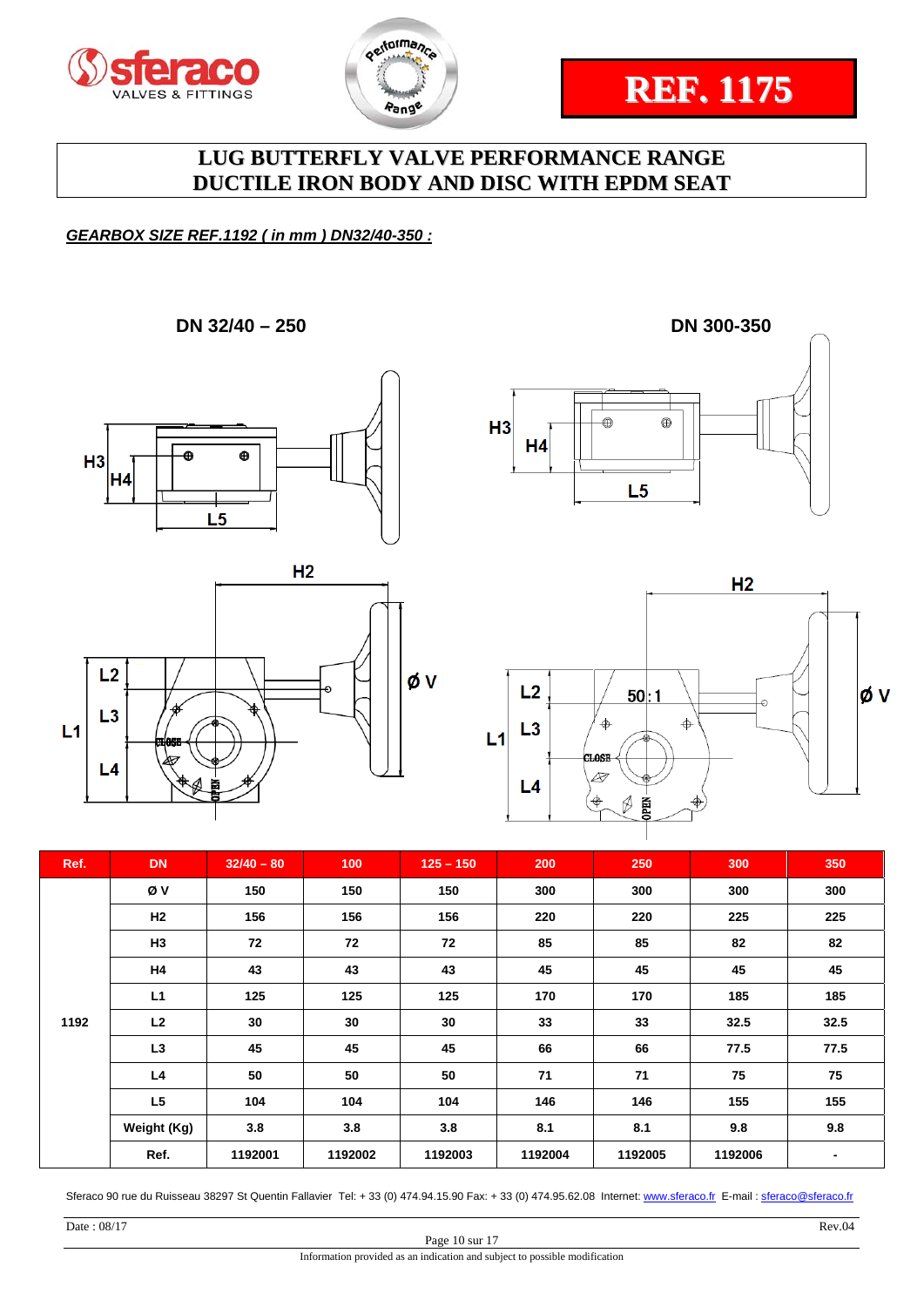REF. 1175

# LUG BUTTERFLY VALVE PERFORMANCE RANGE
# DUCTILE IRON BODY AND DISC WITH EPDM SEAT

***GEARBOX SIZE REF.1192 ( in mm ) DN32/40-350 :***

DN 32/40 – 250

DN 300-350

| Ref. | DN | 32/40 – 80 | 100 | 125 – 150 | 200 | 250 | 300 | 350 |
|---|---|---|---|---|---|---|---|---|
| 1192 | Ø V | 150 | 150 | 150 | 300 | 300 | 300 | 300 |
| | H2 | 156 | 156 | 156 | 220 | 220 | 225 | 225 |
| | H3 | 72 | 72 | 72 | 85 | 85 | 82 | 82 |
| | H4 | 43 | 43 | 43 | 45 | 45 | 45 | 45 |
| | L1 | 125 | 125 | 125 | 170 | 170 | 185 | 185 |
| | L2 | 30 | 30 | 30 | 33 | 33 | 32.5 | 32.5 |
| | L3 | 45 | 45 | 45 | 66 | 66 | 77.5 | 77.5 |
| | L4 | 50 | 50 | 50 | 71 | 71 | 75 | 75 |
| | L5 | 104 | 104 | 104 | 146 | 146 | 155 | 155 |
| | Weight (Kg) | 3.8 | 3.8 | 3.8 | 8.1 | 8.1 | 9.8 | 9.8 |
| | Ref. | 1192001 | 1192002 | 1192003 | 1192004 | 1192005 | 1192006 | - |

Sferaco 90 rue du Ruisseau 38297 St Quentin Fallavier Tel: + 33 (0) 474.94.15.90 Fax: + 33 (0) 474.95.62.08 Internet: www.sferaco.fr E-mail : sferaco@sferaco.fr

Date : 08/17 Rev.04

Information provided as an indication and subject to possible modification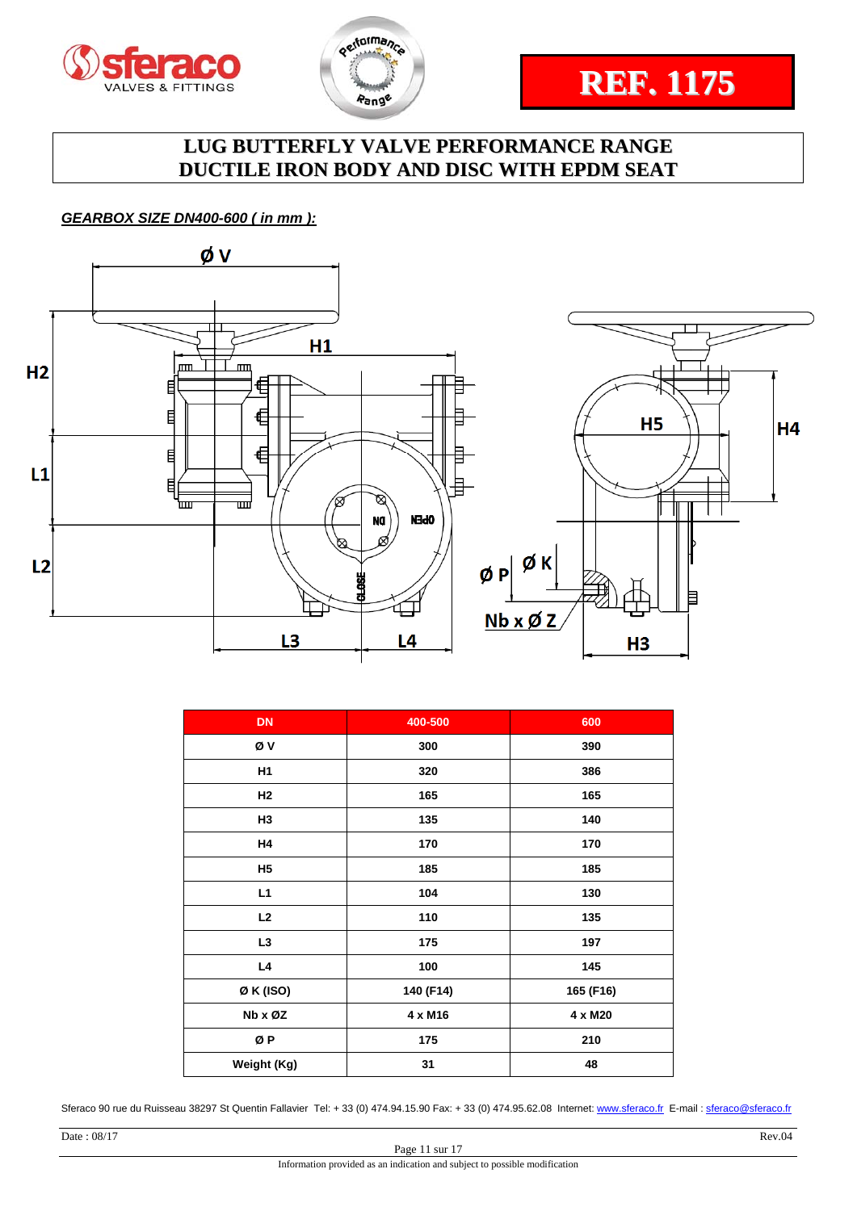**REF. 1175**

# LUG BUTTERFLY VALVE PERFORMANCE RANGE
# DUCTILE IRON BODY AND DISC WITH EPDM SEAT

***GEARBOX SIZE DN400-600 ( in mm ):***

| DN | 400-500 | 600 |
|---|---|---|
| Ø V | 300 | 390 |
| H1 | 320 | 386 |
| H2 | 165 | 165 |
| H3 | 135 | 140 |
| H4 | 170 | 170 |
| H5 | 185 | 185 |
| L1 | 104 | 130 |
| L2 | 110 | 135 |
| L3 | 175 | 197 |
| L4 | 100 | 145 |
| Ø K (ISO) | 140 (F14) | 165 (F16) |
| Nb x ØZ | 4 x M16 | 4 x M20 |
| Ø P | 175 | 210 |
| Weight (Kg) | 31 | 48 |

Sferaco 90 rue du Ruisseau 38297 St Quentin Fallavier Tel: + 33 (0) 474.94.15.90 Fax: + 33 (0) 474.95.62.08 Internet: www.sferaco.fr E-mail : sferaco@sferaco.fr

Date : 08/17 Rev.04

Information provided as an indication and subject to possible modification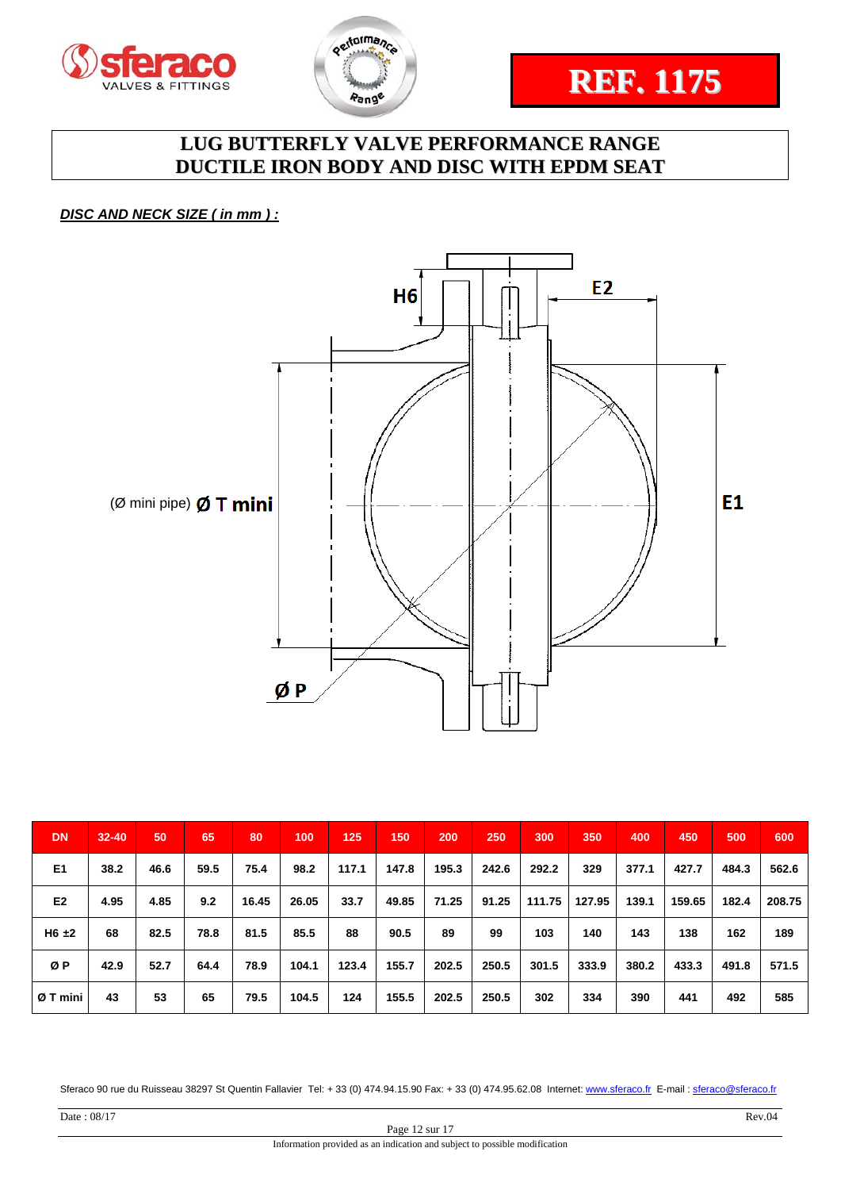REF. 1175

# LUG BUTTERFLY VALVE PERFORMANCE RANGE
# DUCTILE IRON BODY AND DISC WITH EPDM SEAT

***DISC AND NECK SIZE ( in mm ) :***

H6

E2

(Ø mini pipe) **Ø T mini**

E1

**Ø P**

| DN | 32-40 | 50 | 65 | 80 | 100 | 125 | 150 | 200 | 250 | 300 | 350 | 400 | 450 | 500 | 600 |
|---|---|---|---|---|---|---|---|---|---|---|---|---|---|---|---|
| E1 | 38.2 | 46.6 | 59.5 | 75.4 | 98.2 | 117.1 | 147.8 | 195.3 | 242.6 | 292.2 | 329 | 377.1 | 427.7 | 484.3 | 562.6 |
| E2 | 4.95 | 4.85 | 9.2 | 16.45 | 26.05 | 33.7 | 49.85 | 71.25 | 91.25 | 111.75 | 127.95 | 139.1 | 159.65 | 182.4 | 208.75 |
| H6 ±2 | 68 | 82.5 | 78.8 | 81.5 | 85.5 | 88 | 90.5 | 89 | 99 | 103 | 140 | 143 | 138 | 162 | 189 |
| Ø P | 42.9 | 52.7 | 64.4 | 78.9 | 104.1 | 123.4 | 155.7 | 202.5 | 250.5 | 301.5 | 333.9 | 380.2 | 433.3 | 491.8 | 571.5 |
| Ø T mini | 43 | 53 | 65 | 79.5 | 104.5 | 124 | 155.5 | 202.5 | 250.5 | 302 | 334 | 390 | 441 | 492 | 585 |

Sferaco 90 rue du Ruisseau 38297 St Quentin Fallavier Tel: + 33 (0) 474.94.15.90 Fax: + 33 (0) 474.95.62.08 Internet: www.sferaco.fr E-mail : sferaco@sferaco.fr

Date : 08/17 Rev.04

Information provided as an indication and subject to possible modification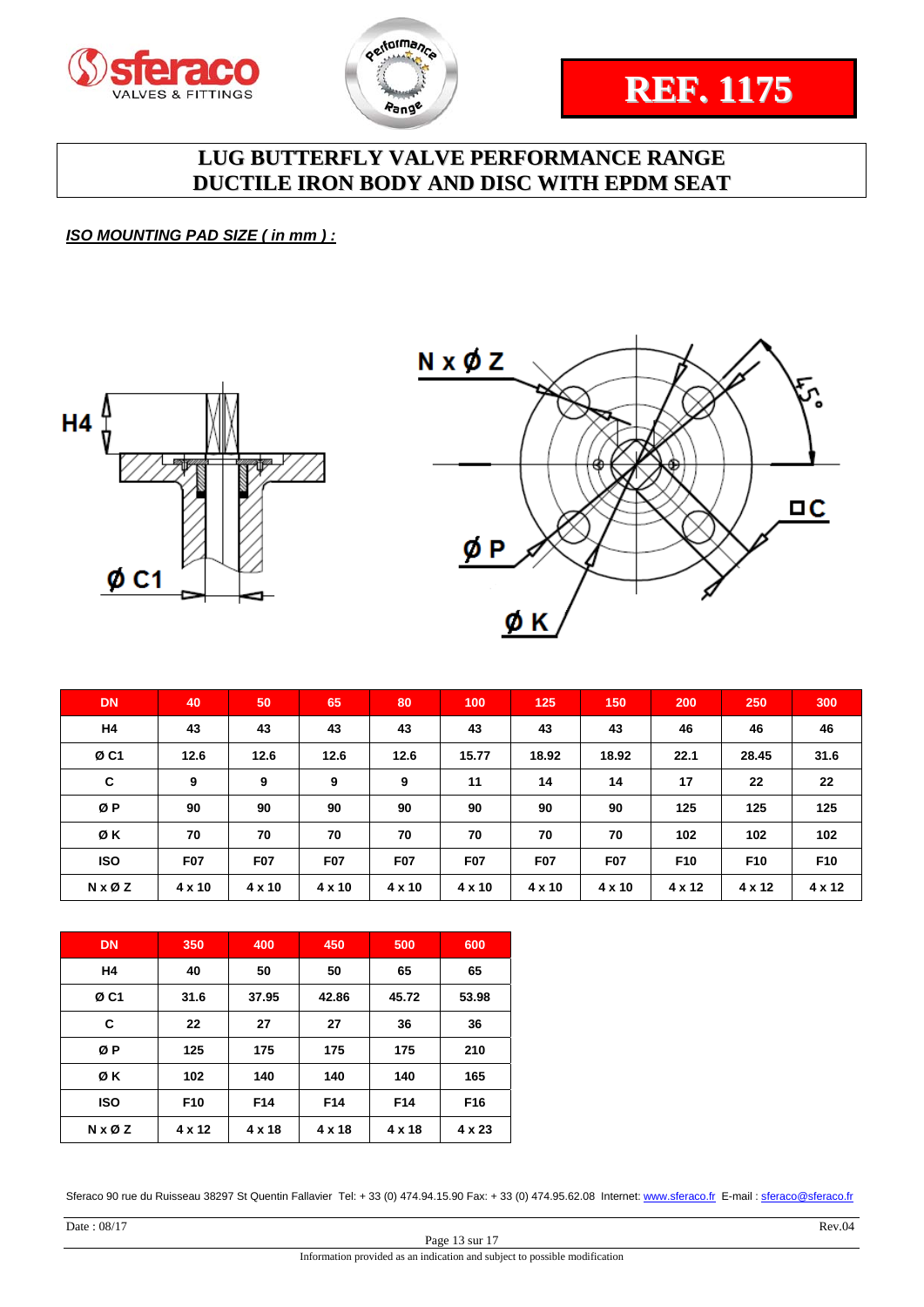REF. 1175

# LUG BUTTERFLY VALVE PERFORMANCE RANGE
# DUCTILE IRON BODY AND DISC WITH EPDM SEAT

***ISO MOUNTING PAD SIZE ( in mm ) :***

| DN | 40 | 50 | 65 | 80 | 100 | 125 | 150 | 200 | 250 | 300 |
|---|---|---|---|---|---|---|---|---|---|---|
| H4 | 43 | 43 | 43 | 43 | 43 | 43 | 43 | 46 | 46 | 46 |
| Ø C1 | 12.6 | 12.6 | 12.6 | 12.6 | 15.77 | 18.92 | 18.92 | 22.1 | 28.45 | 31.6 |
| C | 9 | 9 | 9 | 9 | 11 | 14 | 14 | 17 | 22 | 22 |
| Ø P | 90 | 90 | 90 | 90 | 90 | 90 | 90 | 125 | 125 | 125 |
| Ø K | 70 | 70 | 70 | 70 | 70 | 70 | 70 | 102 | 102 | 102 |
| ISO | F07 | F07 | F07 | F07 | F07 | F07 | F07 | F10 | F10 | F10 |
| N x Ø Z | 4 x 10 | 4 x 10 | 4 x 10 | 4 x 10 | 4 x 10 | 4 x 10 | 4 x 10 | 4 x 12 | 4 x 12 | 4 x 12 |

| DN | 350 | 400 | 450 | 500 | 600 |
|---|---|---|---|---|---|
| H4 | 40 | 50 | 50 | 65 | 65 |
| Ø C1 | 31.6 | 37.95 | 42.86 | 45.72 | 53.98 |
| C | 22 | 27 | 27 | 36 | 36 |
| Ø P | 125 | 175 | 175 | 175 | 210 |
| Ø K | 102 | 140 | 140 | 140 | 165 |
| ISO | F10 | F14 | F14 | F14 | F16 |
| N x Ø Z | 4 x 12 | 4 x 18 | 4 x 18 | 4 x 18 | 4 x 23 |

Sferaco 90 rue du Ruisseau 38297 St Quentin Fallavier Tel: + 33 (0) 474.94.15.90 Fax: + 33 (0) 474.95.62.08 Internet: www.sferaco.fr E-mail : sferaco@sferaco.fr

Date : 08/17 Rev.04

Information provided as an indication and subject to possible modification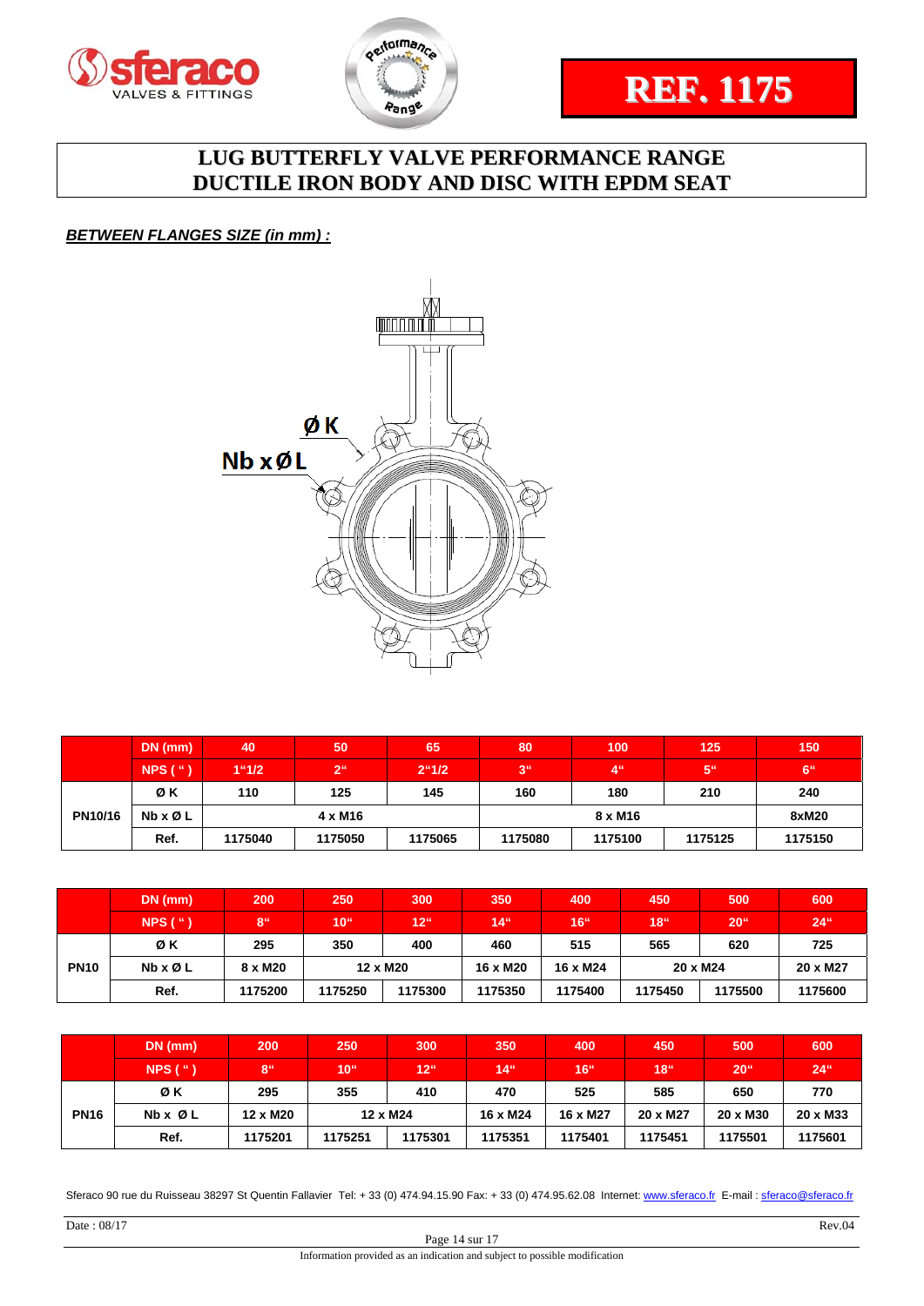sferaco VALVES & FITTINGS

Performance Range

**REF. 1175**

# LUG BUTTERFLY VALVE PERFORMANCE RANGE
# DUCTILE IRON BODY AND DISC WITH EPDM SEAT

***BETWEEN FLANGES SIZE (in mm) :***

Ø K

Nb x Ø L

| | DN (mm) | 40 | 50 | 65 | 80 | 100 | 125 | 150 |
|---|---|---|---|---|---|---|---|---|
| | NPS ( " ) | 1"1/2 | 2" | 2"1/2 | 3" | 4" | 5" | 6" |
| PN10/16 | Ø K | 110 | 125 | 145 | 160 | 180 | 210 | 240 |
| | Nb x Ø L | 4 x M16 | | | 8 x M16 | | | 8xM20 |
| | Ref. | 1175040 | 1175050 | 1175065 | 1175080 | 1175100 | 1175125 | 1175150 |

| | DN (mm) | 200 | 250 | 300 | 350 | 400 | 450 | 500 | 600 |
|---|---|---|---|---|---|---|---|---|---|
| | NPS ( " ) | 8" | 10" | 12" | 14" | 16" | 18" | 20" | 24" |
| PN10 | Ø K | 295 | 350 | 400 | 460 | 515 | 565 | 620 | 725 |
| | Nb x Ø L | 8 x M20 | 12 x M20 | | 16 x M20 | 16 x M24 | 20 x M24 | | 20 x M27 |
| | Ref. | 1175200 | 1175250 | 1175300 | 1175350 | 1175400 | 1175450 | 1175500 | 1175600 |

| | DN (mm) | 200 | 250 | 300 | 350 | 400 | 450 | 500 | 600 |
|---|---|---|---|---|---|---|---|---|---|
| | NPS ( " ) | 8" | 10" | 12" | 14" | 16" | 18" | 20" | 24" |
| PN16 | Ø K | 295 | 355 | 410 | 470 | 525 | 585 | 650 | 770 |
| | Nb x Ø L | 12 x M20 | 12 x M24 | | 16 x M24 | 16 x M27 | 20 x M27 | 20 x M30 | 20 x M33 |
| | Ref. | 1175201 | 1175251 | 1175301 | 1175351 | 1175401 | 1175451 | 1175501 | 1175601 |

Sferaco 90 rue du Ruisseau 38297 St Quentin Fallavier Tel: + 33 (0) 474.94.15.90 Fax: + 33 (0) 474.95.62.08 Internet: www.sferaco.fr E-mail : sferaco@sferaco.fr

Date : 08/17 Rev.04

Information provided as an indication and subject to possible modification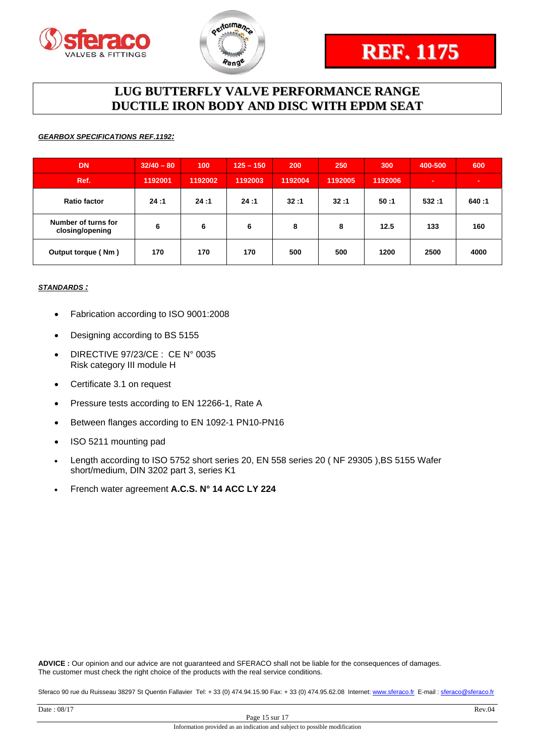**REF. 1175**

# LUG BUTTERFLY VALVE PERFORMANCE RANGE
# DUCTILE IRON BODY AND DISC WITH EPDM SEAT

***GEARBOX SPECIFICATIONS REF.1192:***

| DN | 32/40 – 80 | 100 | 125 – 150 | 200 | 250 | 300 | 400-500 | 600 |
|---|---|---|---|---|---|---|---|---|
| Ref. | 1192001 | 1192002 | 1192003 | 1192004 | 1192005 | 1192006 | - | - |
| Ratio factor | 24 :1 | 24 :1 | 24 :1 | 32 :1 | 32 :1 | 50 :1 | 532 :1 | 640 :1 |
| Number of turns for closing/opening | 6 | 6 | 6 | 8 | 8 | 12.5 | 133 | 160 |
| Output torque ( Nm ) | 170 | 170 | 170 | 500 | 500 | 1200 | 2500 | 4000 |

***STANDARDS :***

- Fabrication according to ISO 9001:2008
- Designing according to BS 5155
- DIRECTIVE 97/23/CE : CE N° 0035
  Risk category III module H
- Certificate 3.1 on request
- Pressure tests according to EN 12266-1, Rate A
- Between flanges according to EN 1092-1 PN10-PN16
- ISO 5211 mounting pad
- Length according to ISO 5752 short series 20, EN 558 series 20 ( NF 29305 ),BS 5155 Wafer short/medium, DIN 3202 part 3, series K1
- French water agreement **A.C.S. N° 14 ACC LY 224**

**ADVICE :** Our opinion and our advice are not guaranteed and SFERACO shall not be liable for the consequences of damages. The customer must check the right choice of the products with the real service conditions.

Sferaco 90 rue du Ruisseau 38297 St Quentin Fallavier Tel: + 33 (0) 474.94.15.90 Fax: + 33 (0) 474.95.62.08 Internet: www.sferaco.fr E-mail : sferaco@sferaco.fr

Date : 08/17 Rev.04

Information provided as an indication and subject to possible modification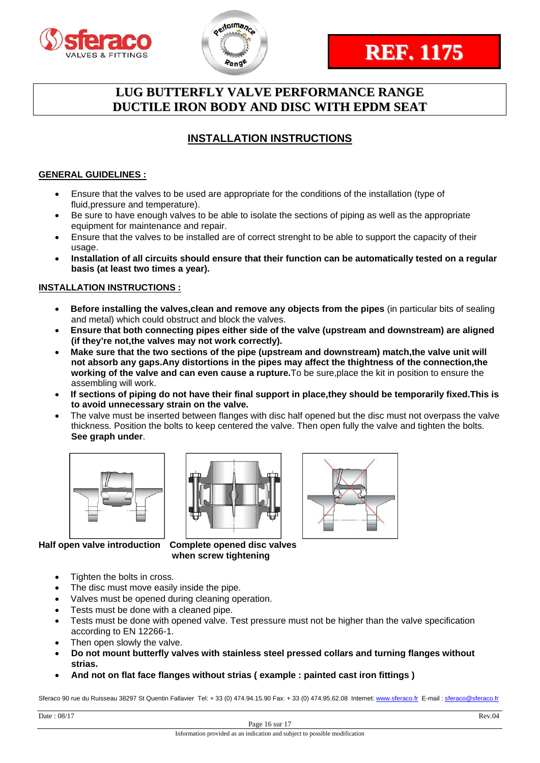**REF. 1175**

# LUG BUTTERFLY VALVE PERFORMANCE RANGE
# DUCTILE IRON BODY AND DISC WITH EPDM SEAT

## INSTALLATION INSTRUCTIONS

### GENERAL GUIDELINES :

- Ensure that the valves to be used are appropriate for the conditions of the installation (type of fluid,pressure and temperature).
- Be sure to have enough valves to be able to isolate the sections of piping as well as the appropriate equipment for maintenance and repair.
- Ensure that the valves to be installed are of correct strenght to be able to support the capacity of their usage.
- **Installation of all circuits should ensure that their function can be automatically tested on a regular basis (at least two times a year).**

### INSTALLATION INSTRUCTIONS :

- **Before installing the valves,clean and remove any objects from the pipes** (in particular bits of sealing and metal) which could obstruct and block the valves.
- **Ensure that both connecting pipes either side of the valve (upstream and downstream) are aligned (if they're not,the valves may not work correctly).**
- **Make sure that the two sections of the pipe (upstream and downstream) match,the valve unit will not absorb any gaps.Any distortions in the pipes may affect the thightness of the connection,the working of the valve and can even cause a rupture.**To be sure,place the kit in position to ensure the assembling will work.
- **If sections of piping do not have their final support in place,they should be temporarily fixed.This is to avoid unnecessary strain on the valve.**
- The valve must be inserted between flanges with disc half opened but the disc must not overpass the valve thickness. Position the bolts to keep centered the valve. Then open fully the valve and tighten the bolts. **See graph under**.

**Half open valve introduction** **Complete opened disc valves when screw tightening**

- Tighten the bolts in cross.
- The disc must move easily inside the pipe.
- Valves must be opened during cleaning operation.
- Tests must be done with a cleaned pipe.
- Tests must be done with opened valve. Test pressure must not be higher than the valve specification according to EN 12266-1.
- Then open slowly the valve.
- **Do not mount butterfly valves with stainless steel pressed collars and turning flanges without strias.**
- **And not on flat face flanges without strias ( example : painted cast iron fittings )**

Sferaco 90 rue du Ruisseau 38297 St Quentin Fallavier Tel: + 33 (0) 474.94.15.90 Fax: + 33 (0) 474.95.62.08 Internet: www.sferaco.fr E-mail : sferaco@sferaco.fr

Date : 08/17 Rev.04

Information provided as an indication and subject to possible modification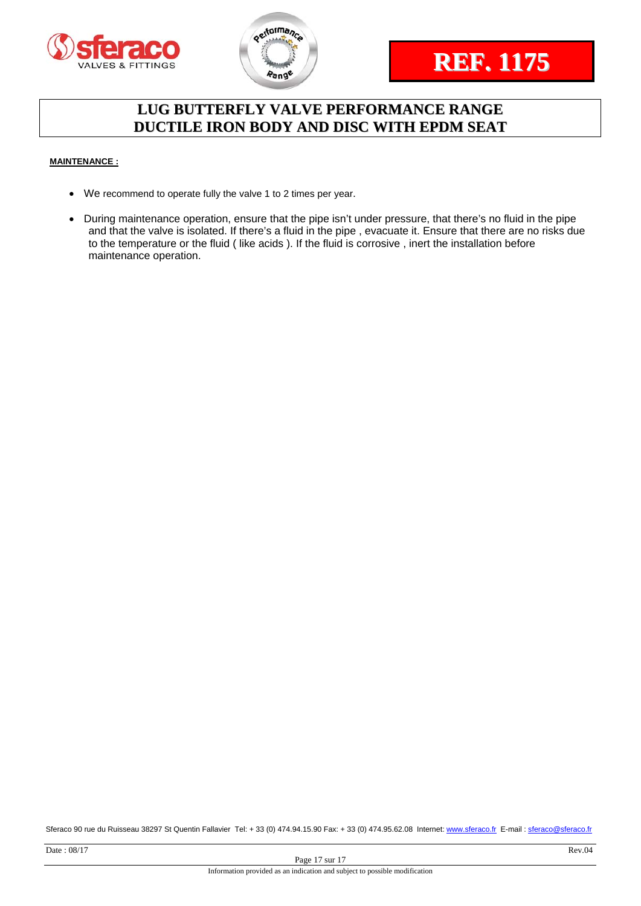**MAINTENANCE :**

- We recommend to operate fully the valve 1 to 2 times per year.
- During maintenance operation, ensure that the pipe isn't under pressure, that there's no fluid in the pipe and that the valve is isolated. If there's a fluid in the pipe , evacuate it. Ensure that there are no risks due to the temperature or the fluid ( like acids ). If the fluid is corrosive , inert the installation before maintenance operation.